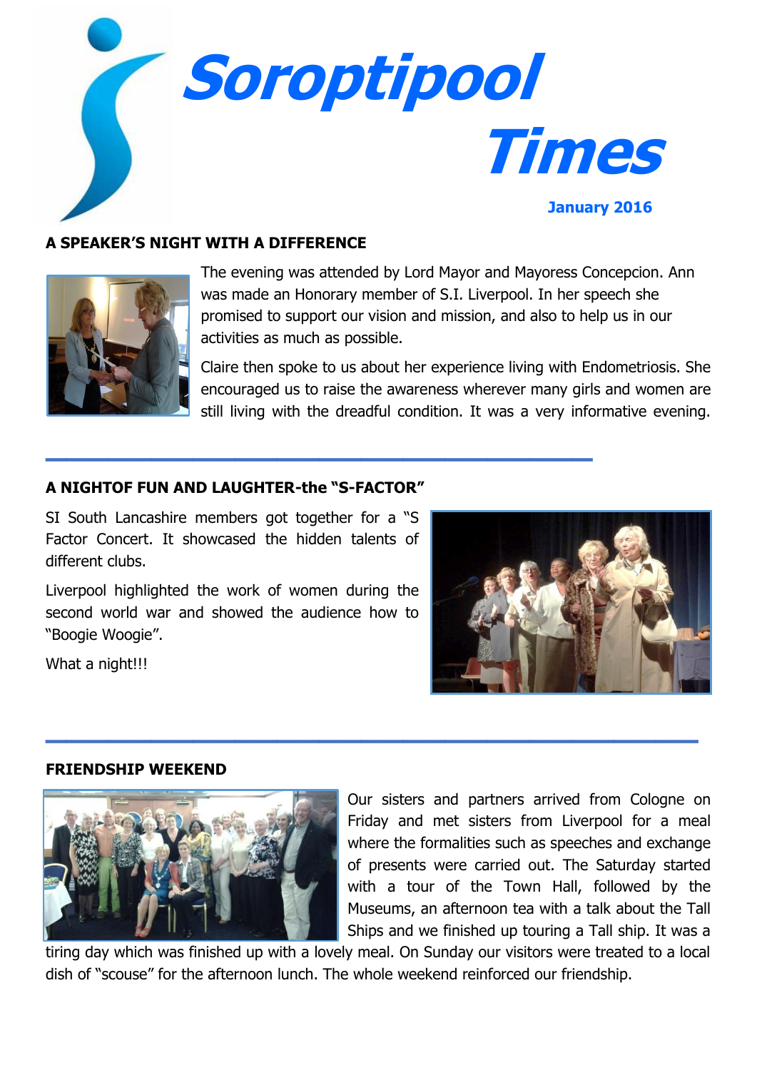# Soroptipool Times

**January 2016**

## A SPEAKER'S NIGHT WITH A DIFFERENCE

The evening was attended by Lord Mayor and Mayoress Concepcion. Ann was made an Honorary member of S.I. Liverpool. In her speech she promised to support our vision and mission, and also to help us in our activities as much as possible.

Claire then spoke to us about her experience living with Endometriosis. She encouraged us to raise the awareness wherever many girls and women are still living with the dreadful condition. It was a very informative evening.

---

## A NIGHTOF FUN AND LAUGHTER-the "S-FACTOR"

SI South Lancashire members got together for a "S Factor Concert. It showcased the hidden talents of different clubs.

Liverpool highlighted the work of women during the second world war and showed the audience how to "Boogie Woogie".

What a night!!!

---

## FRIENDSHIP WEEKEND

Our sisters and partners arrived from Cologne on Friday and met sisters from Liverpool for a meal where the formalities such as speeches and exchange of presents were carried out. The Saturday started with a tour of the Town Hall, followed by the Museums, an afternoon tea with a talk about the Tall Ships and we finished up touring a Tall ship. It was a tiring day which was finished up with a lovely meal. On Sunday our visitors were treated to a local dish of "scouse" for the afternoon lunch. The whole weekend reinforced our friendship.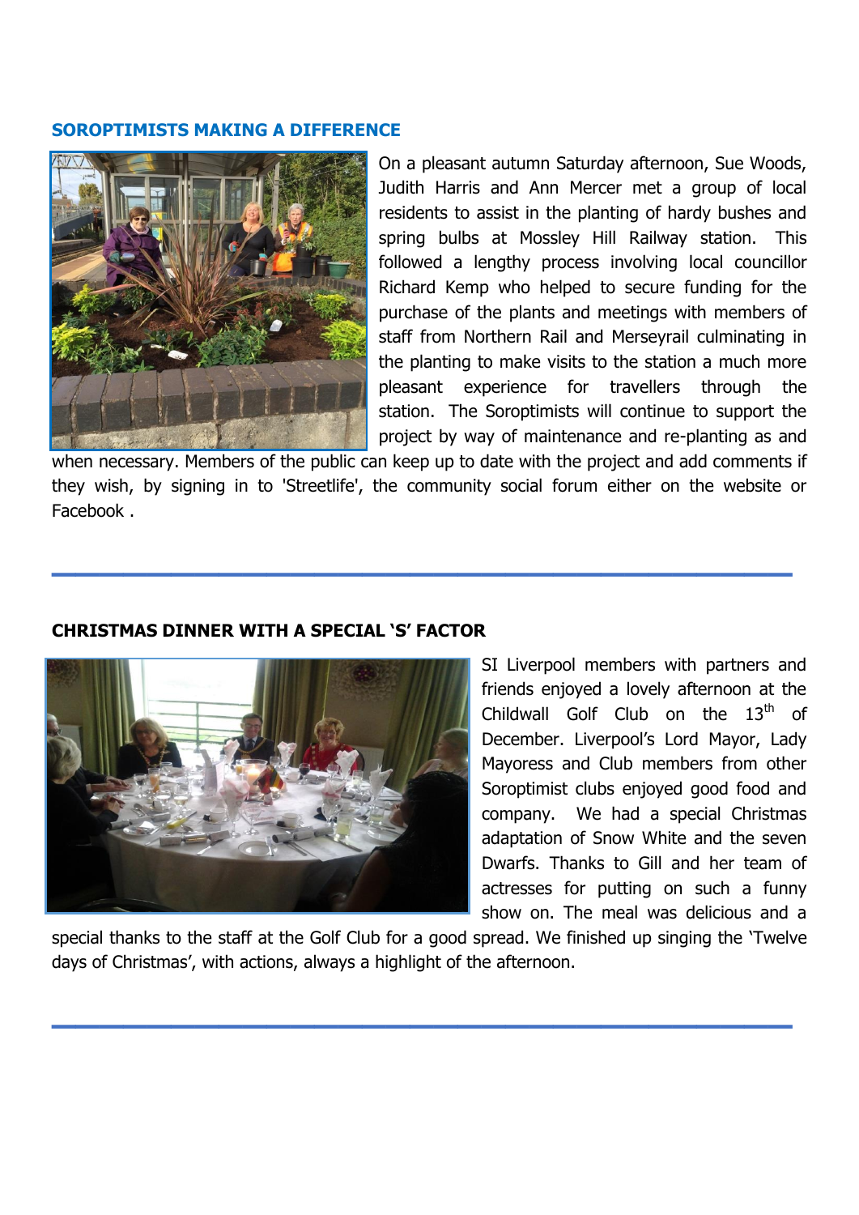## SOROPTIMISTS MAKING A DIFFERENCE

On a pleasant autumn Saturday afternoon, Sue Woods, Judith Harris and Ann Mercer met a group of local residents to assist in the planting of hardy bushes and spring bulbs at Mossley Hill Railway station. This followed a lengthy process involving local councillor Richard Kemp who helped to secure funding for the purchase of the plants and meetings with members of staff from Northern Rail and Merseyrail culminating in the planting to make visits to the station a much more pleasant experience for travellers through the station. The Soroptimists will continue to support the project by way of maintenance and re-planting as and when necessary. Members of the public can keep up to date with the project and add comments if they wish, by signing in to 'Streetlife', the community social forum either on the website or Facebook .

---

## CHRISTMAS DINNER WITH A SPECIAL 'S' FACTOR

SI Liverpool members with partners and friends enjoyed a lovely afternoon at the Childwall Golf Club on the 13th of December. Liverpool's Lord Mayor, Lady Mayoress and Club members from other Soroptimist clubs enjoyed good food and company. We had a special Christmas adaptation of Snow White and the seven Dwarfs. Thanks to Gill and her team of actresses for putting on such a funny show on. The meal was delicious and a special thanks to the staff at the Golf Club for a good spread. We finished up singing the 'Twelve days of Christmas', with actions, always a highlight of the afternoon.

---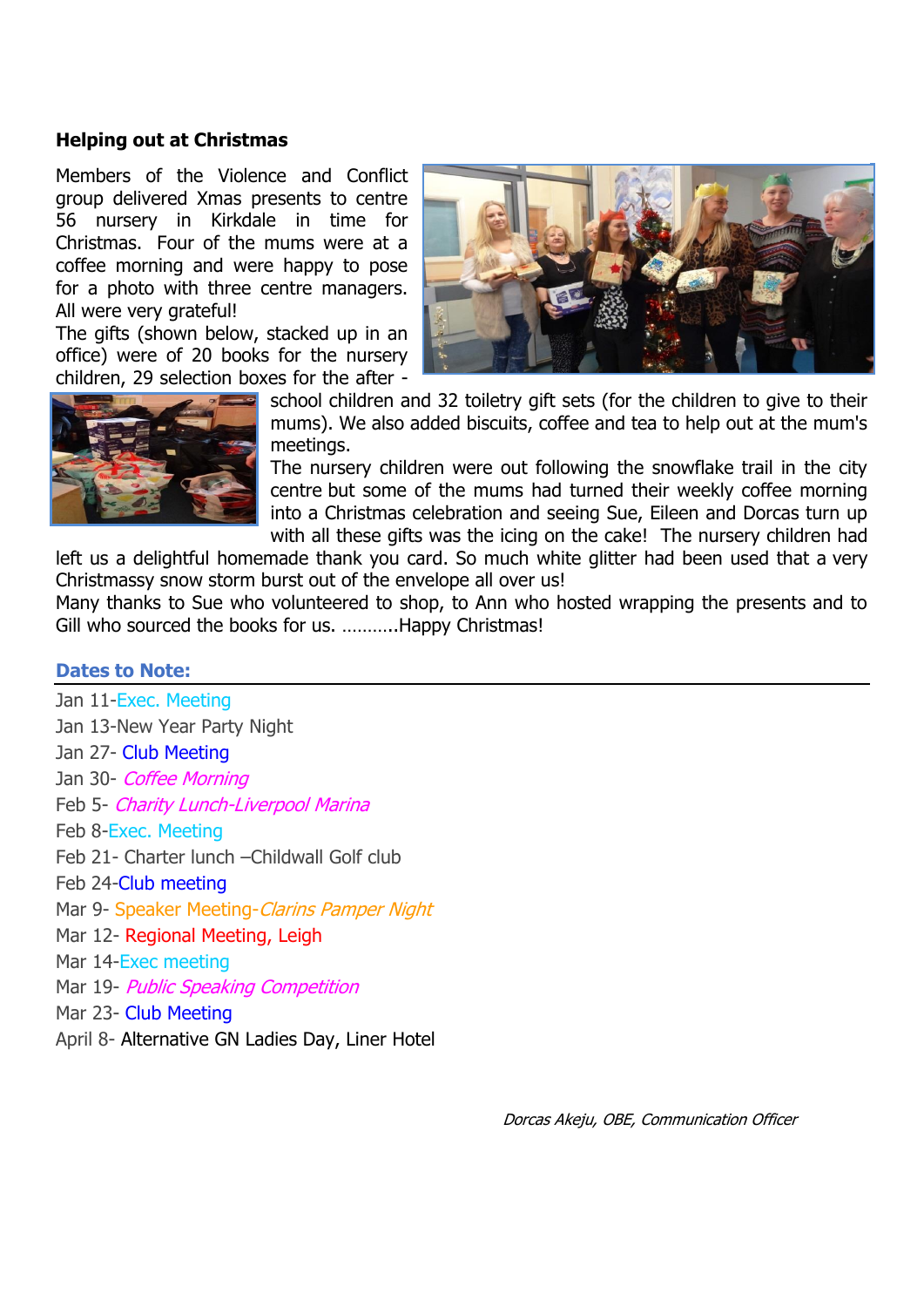### Helping out at Christmas

Members of the Violence and Conflict group delivered Xmas presents to centre 56 nursery in Kirkdale in time for Christmas. Four of the mums were at a coffee morning and were happy to pose for a photo with three centre managers. All were very grateful!

The gifts (shown below, stacked up in an office) were of 20 books for the nursery children, 29 selection boxes for the after - school children and 32 toiletry gift sets (for the children to give to their mums). We also added biscuits, coffee and tea to help out at the mum's meetings.

The nursery children were out following the snowflake trail in the city centre but some of the mums had turned their weekly coffee morning into a Christmas celebration and seeing Sue, Eileen and Dorcas turn up with all these gifts was the icing on the cake! The nursery children had left us a delightful homemade thank you card. So much white glitter had been used that a very Christmassy snow storm burst out of the envelope all over us!

Many thanks to Sue who volunteered to shop, to Ann who hosted wrapping the presents and to Gill who sourced the books for us. ………..Happy Christmas!

### Dates to Note:

Jan 11-Exec. Meeting
Jan 13-New Year Party Night
Jan 27- Club Meeting
Jan 30- *Coffee Morning*
Feb 5- *Charity Lunch-Liverpool Marina*
Feb 8-Exec. Meeting
Feb 21- Charter lunch –Childwall Golf club
Feb 24-Club meeting
Mar 9- Speaker Meeting-*Clarins Pamper Night*
Mar 12- Regional Meeting, Leigh
Mar 14-Exec meeting
Mar 19- *Public Speaking Competition*
Mar 23- Club Meeting
April 8- Alternative GN Ladies Day, Liner Hotel

*Dorcas Akeju, OBE, Communication Officer*